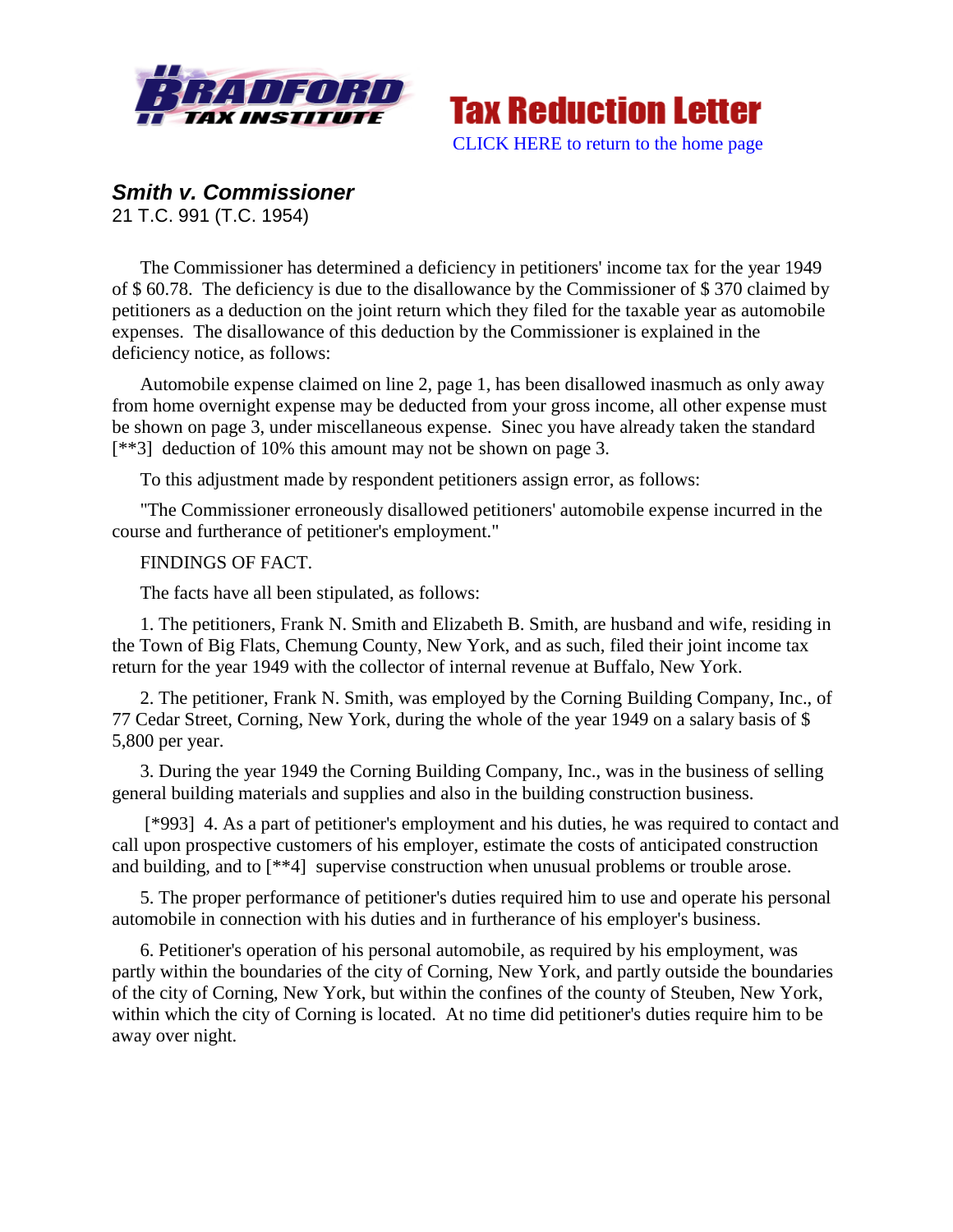Tax Reduction Letter

CLICK HERE to return to the home page

## *Smith v. Commissioner*

21 T.C. 991 (T.C. 1954)

The Commissioner has determined a deficiency in petitioners' income tax for the year 1949 of $ 60.78. The deficiency is due to the disallowance by the Commissioner of $ 370 claimed by petitioners as a deduction on the joint return which they filed for the taxable year as automobile expenses. The disallowance of this deduction by the Commissioner is explained in the deficiency notice, as follows:

Automobile expense claimed on line 2, page 1, has been disallowed inasmuch as only away from home overnight expense may be deducted from your gross income, all other expense must be shown on page 3, under miscellaneous expense. Sinec you have already taken the standard [**3] deduction of 10% this amount may not be shown on page 3.

To this adjustment made by respondent petitioners assign error, as follows:

"The Commissioner erroneously disallowed petitioners' automobile expense incurred in the course and furtherance of petitioner's employment."

FINDINGS OF FACT.

The facts have all been stipulated, as follows:

1. The petitioners, Frank N. Smith and Elizabeth B. Smith, are husband and wife, residing in the Town of Big Flats, Chemung County, New York, and as such, filed their joint income tax return for the year 1949 with the collector of internal revenue at Buffalo, New York.

2. The petitioner, Frank N. Smith, was employed by the Corning Building Company, Inc., of 77 Cedar Street, Corning, New York, during the whole of the year 1949 on a salary basis of $ 5,800 per year.

3. During the year 1949 the Corning Building Company, Inc., was in the business of selling general building materials and supplies and also in the building construction business.

[*993] 4. As a part of petitioner's employment and his duties, he was required to contact and call upon prospective customers of his employer, estimate the costs of anticipated construction and building, and to [**4] supervise construction when unusual problems or trouble arose.

5. The proper performance of petitioner's duties required him to use and operate his personal automobile in connection with his duties and in furtherance of his employer's business.

6. Petitioner's operation of his personal automobile, as required by his employment, was partly within the boundaries of the city of Corning, New York, and partly outside the boundaries of the city of Corning, New York, but within the confines of the county of Steuben, New York, within which the city of Corning is located. At no time did petitioner's duties require him to be away over night.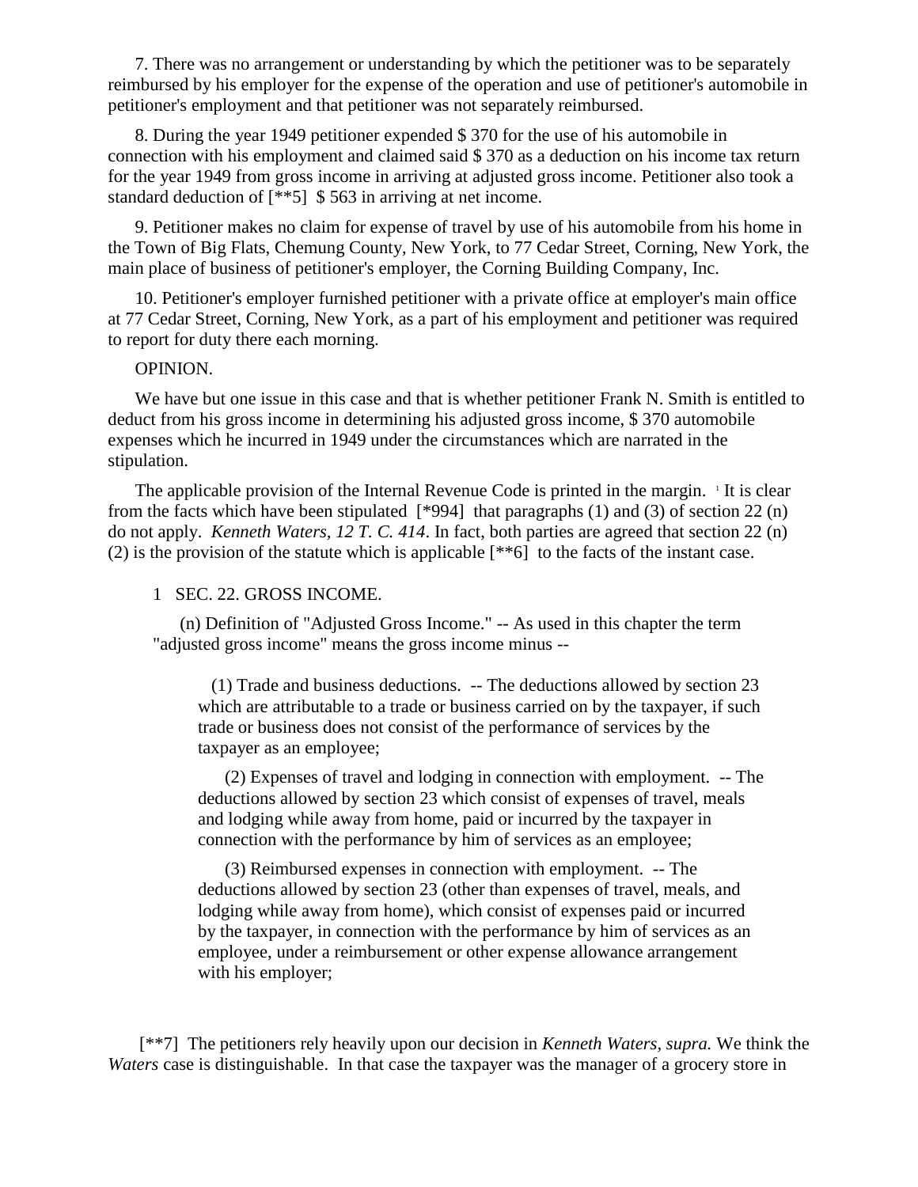7. There was no arrangement or understanding by which the petitioner was to be separately reimbursed by his employer for the expense of the operation and use of petitioner's automobile in petitioner's employment and that petitioner was not separately reimbursed.

8. During the year 1949 petitioner expended $ 370 for the use of his automobile in connection with his employment and claimed said $ 370 as a deduction on his income tax return for the year 1949 from gross income in arriving at adjusted gross income. Petitioner also took a standard deduction of [**5] $ 563 in arriving at net income.

9. Petitioner makes no claim for expense of travel by use of his automobile from his home in the Town of Big Flats, Chemung County, New York, to 77 Cedar Street, Corning, New York, the main place of business of petitioner's employer, the Corning Building Company, Inc.

10. Petitioner's employer furnished petitioner with a private office at employer's main office at 77 Cedar Street, Corning, New York, as a part of his employment and petitioner was required to report for duty there each morning.

OPINION.

We have but one issue in this case and that is whether petitioner Frank N. Smith is entitled to deduct from his gross income in determining his adjusted gross income, $ 370 automobile expenses which he incurred in 1949 under the circumstances which are narrated in the stipulation.

The applicable provision of the Internal Revenue Code is printed in the margin. [1] It is clear from the facts which have been stipulated [*994] that paragraphs (1) and (3) of section 22 (n) do not apply. *Kenneth Waters, 12 T. C. 414*. In fact, both parties are agreed that section 22 (n) (2) is the provision of the statute which is applicable [**6] to the facts of the instant case.

1 SEC. 22. GROSS INCOME.

(n) Definition of "Adjusted Gross Income." -- As used in this chapter the term "adjusted gross income" means the gross income minus --

(1) Trade and business deductions. -- The deductions allowed by section 23 which are attributable to a trade or business carried on by the taxpayer, if such trade or business does not consist of the performance of services by the taxpayer as an employee;

(2) Expenses of travel and lodging in connection with employment. -- The deductions allowed by section 23 which consist of expenses of travel, meals and lodging while away from home, paid or incurred by the taxpayer in connection with the performance by him of services as an employee;

(3) Reimbursed expenses in connection with employment. -- The deductions allowed by section 23 (other than expenses of travel, meals, and lodging while away from home), which consist of expenses paid or incurred by the taxpayer, in connection with the performance by him of services as an employee, under a reimbursement or other expense allowance arrangement with his employer;

[**7] The petitioners rely heavily upon our decision in *Kenneth Waters, supra.* We think the *Waters* case is distinguishable. In that case the taxpayer was the manager of a grocery store in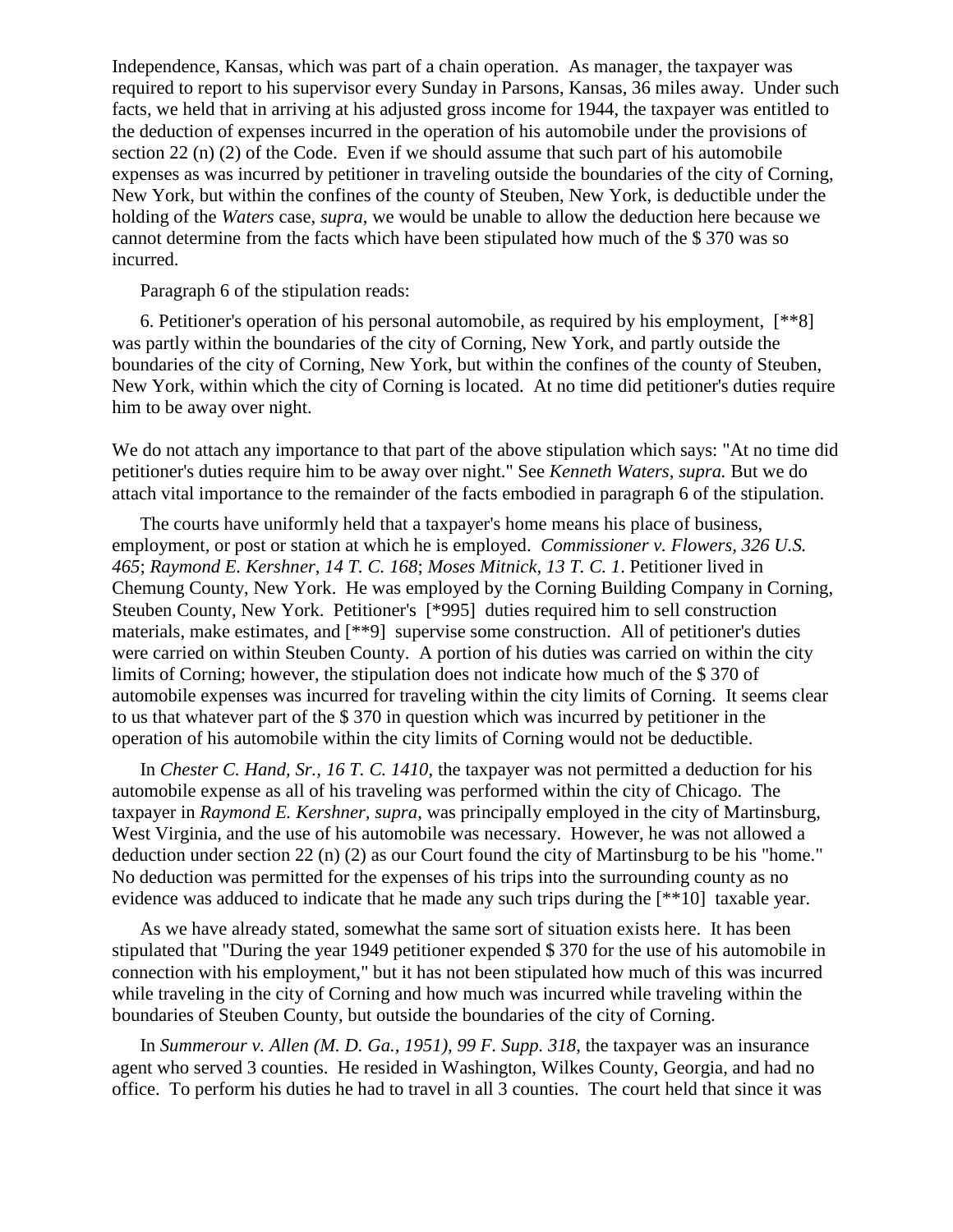Independence, Kansas, which was part of a chain operation. As manager, the taxpayer was required to report to his supervisor every Sunday in Parsons, Kansas, 36 miles away. Under such facts, we held that in arriving at his adjusted gross income for 1944, the taxpayer was entitled to the deduction of expenses incurred in the operation of his automobile under the provisions of section 22 (n) (2) of the Code. Even if we should assume that such part of his automobile expenses as was incurred by petitioner in traveling outside the boundaries of the city of Corning, New York, but within the confines of the county of Steuben, New York, is deductible under the holding of the *Waters* case, *supra*, we would be unable to allow the deduction here because we cannot determine from the facts which have been stipulated how much of the $ 370 was so incurred.

Paragraph 6 of the stipulation reads:

6. Petitioner's operation of his personal automobile, as required by his employment, [**8] was partly within the boundaries of the city of Corning, New York, and partly outside the boundaries of the city of Corning, New York, but within the confines of the county of Steuben, New York, within which the city of Corning is located. At no time did petitioner's duties require him to be away over night.

We do not attach any importance to that part of the above stipulation which says: "At no time did petitioner's duties require him to be away over night." See *Kenneth Waters, supra.* But we do attach vital importance to the remainder of the facts embodied in paragraph 6 of the stipulation.

The courts have uniformly held that a taxpayer's home means his place of business, employment, or post or station at which he is employed. *Commissioner v. Flowers, 326 U.S. 465*; *Raymond E. Kershner, 14 T. C. 168*; *Moses Mitnick, 13 T. C. 1*. Petitioner lived in Chemung County, New York. He was employed by the Corning Building Company in Corning, Steuben County, New York. Petitioner's [*995] duties required him to sell construction materials, make estimates, and [**9] supervise some construction. All of petitioner's duties were carried on within Steuben County. A portion of his duties was carried on within the city limits of Corning; however, the stipulation does not indicate how much of the $ 370 of automobile expenses was incurred for traveling within the city limits of Corning. It seems clear to us that whatever part of the $ 370 in question which was incurred by petitioner in the operation of his automobile within the city limits of Corning would not be deductible.

In *Chester C. Hand, Sr., 16 T. C. 1410*, the taxpayer was not permitted a deduction for his automobile expense as all of his traveling was performed within the city of Chicago. The taxpayer in *Raymond E. Kershner, supra*, was principally employed in the city of Martinsburg, West Virginia, and the use of his automobile was necessary. However, he was not allowed a deduction under section 22 (n) (2) as our Court found the city of Martinsburg to be his "home." No deduction was permitted for the expenses of his trips into the surrounding county as no evidence was adduced to indicate that he made any such trips during the [**10] taxable year.

As we have already stated, somewhat the same sort of situation exists here. It has been stipulated that "During the year 1949 petitioner expended $ 370 for the use of his automobile in connection with his employment," but it has not been stipulated how much of this was incurred while traveling in the city of Corning and how much was incurred while traveling within the boundaries of Steuben County, but outside the boundaries of the city of Corning.

In *Summerour v. Allen (M. D. Ga., 1951), 99 F. Supp. 318*, the taxpayer was an insurance agent who served 3 counties. He resided in Washington, Wilkes County, Georgia, and had no office. To perform his duties he had to travel in all 3 counties. The court held that since it was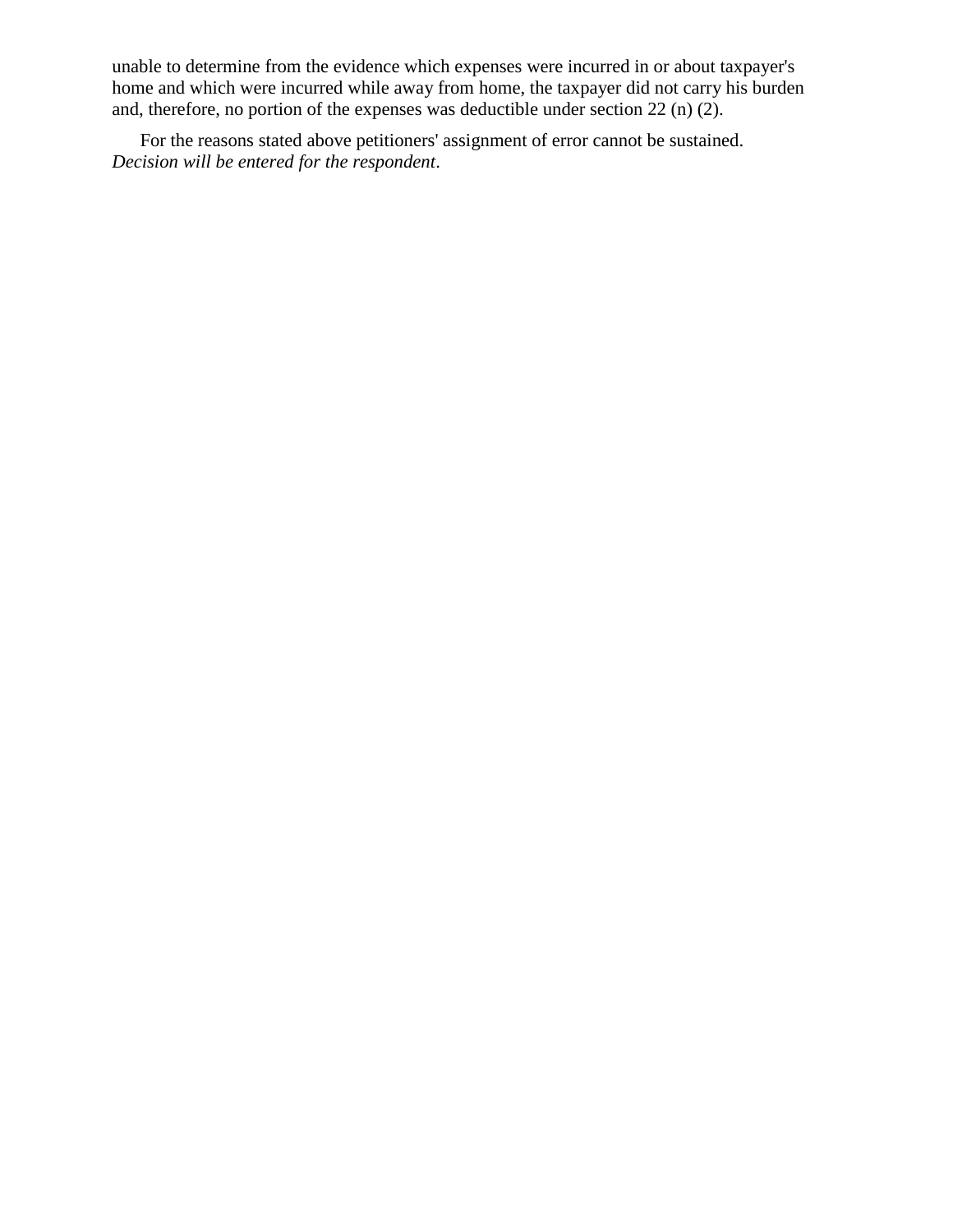unable to determine from the evidence which expenses were incurred in or about taxpayer's home and which were incurred while away from home, the taxpayer did not carry his burden and, therefore, no portion of the expenses was deductible under section 22 (n) (2).

For the reasons stated above petitioners' assignment of error cannot be sustained. *Decision will be entered for the respondent*.